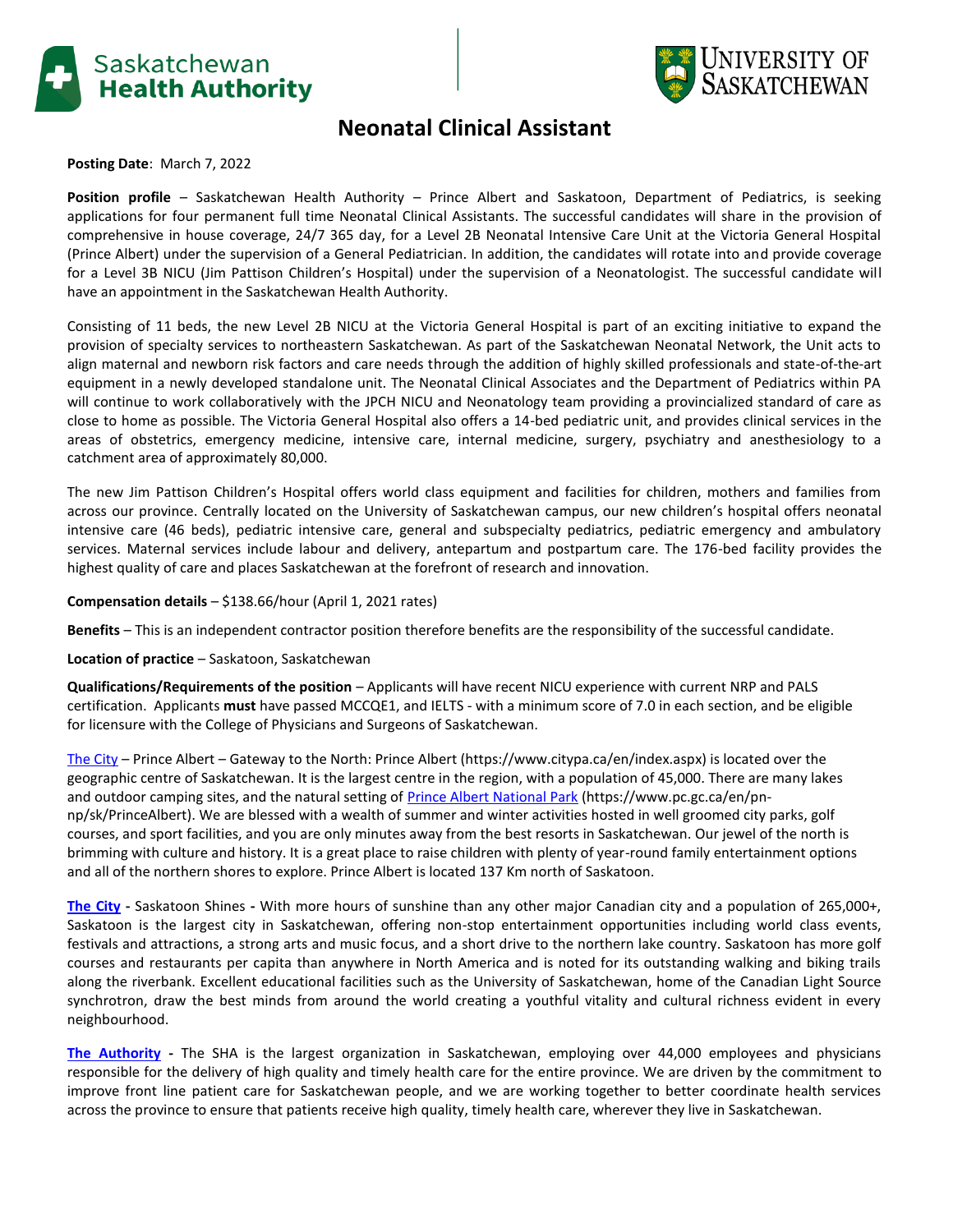Saskatchewan Health Authority

University of Saskatchewan

# Neonatal Clinical Assistant

**Posting Date**: March 7, 2022

**Position profile** – Saskatchewan Health Authority – Prince Albert and Saskatoon, Department of Pediatrics, is seeking applications for four permanent full time Neonatal Clinical Assistants. The successful candidates will share in the provision of comprehensive in house coverage, 24/7 365 day, for a Level 2B Neonatal Intensive Care Unit at the Victoria General Hospital (Prince Albert) under the supervision of a General Pediatrician. In addition, the candidates will rotate into and provide coverage for a Level 3B NICU (Jim Pattison Children's Hospital) under the supervision of a Neonatologist. The successful candidate will have an appointment in the Saskatchewan Health Authority.

Consisting of 11 beds, the new Level 2B NICU at the Victoria General Hospital is part of an exciting initiative to expand the provision of specialty services to northeastern Saskatchewan. As part of the Saskatchewan Neonatal Network, the Unit acts to align maternal and newborn risk factors and care needs through the addition of highly skilled professionals and state-of-the-art equipment in a newly developed standalone unit. The Neonatal Clinical Associates and the Department of Pediatrics within PA will continue to work collaboratively with the JPCH NICU and Neonatology team providing a provincialized standard of care as close to home as possible. The Victoria General Hospital also offers a 14-bed pediatric unit, and provides clinical services in the areas of obstetrics, emergency medicine, intensive care, internal medicine, surgery, psychiatry and anesthesiology to a catchment area of approximately 80,000.

The new Jim Pattison Children's Hospital offers world class equipment and facilities for children, mothers and families from across our province. Centrally located on the University of Saskatchewan campus, our new children's hospital offers neonatal intensive care (46 beds), pediatric intensive care, general and subspecialty pediatrics, pediatric emergency and ambulatory services. Maternal services include labour and delivery, antepartum and postpartum care. The 176-bed facility provides the highest quality of care and places Saskatchewan at the forefront of research and innovation.

**Compensation details** – $138.66/hour (April 1, 2021 rates)

**Benefits** – This is an independent contractor position therefore benefits are the responsibility of the successful candidate.

**Location of practice** – Saskatoon, Saskatchewan

**Qualifications/Requirements of the position** – Applicants will have recent NICU experience with current NRP and PALS certification. Applicants **must** have passed MCCQE1, and IELTS - with a minimum score of 7.0 in each section, and be eligible for licensure with the College of Physicians and Surgeons of Saskatchewan.

The City – Prince Albert – Gateway to the North: Prince Albert (https://www.citypa.ca/en/index.aspx) is located over the geographic centre of Saskatchewan. It is the largest centre in the region, with a population of 45,000. There are many lakes and outdoor camping sites, and the natural setting of Prince Albert National Park (https://www.pc.gc.ca/en/pn-np/sk/PrinceAlbert). We are blessed with a wealth of summer and winter activities hosted in well groomed city parks, golf courses, and sport facilities, and you are only minutes away from the best resorts in Saskatchewan. Our jewel of the north is brimming with culture and history. It is a great place to raise children with plenty of year-round family entertainment options and all of the northern shores to explore. Prince Albert is located 137 Km north of Saskatoon.

**The City** - Saskatoon Shines - With more hours of sunshine than any other major Canadian city and a population of 265,000+, Saskatoon is the largest city in Saskatchewan, offering non-stop entertainment opportunities including world class events, festivals and attractions, a strong arts and music focus, and a short drive to the northern lake country. Saskatoon has more golf courses and restaurants per capita than anywhere in North America and is noted for its outstanding walking and biking trails along the riverbank. Excellent educational facilities such as the University of Saskatchewan, home of the Canadian Light Source synchrotron, draw the best minds from around the world creating a youthful vitality and cultural richness evident in every neighbourhood.

**The Authority** - The SHA is the largest organization in Saskatchewan, employing over 44,000 employees and physicians responsible for the delivery of high quality and timely health care for the entire province. We are driven by the commitment to improve front line patient care for Saskatchewan people, and we are working together to better coordinate health services across the province to ensure that patients receive high quality, timely health care, wherever they live in Saskatchewan.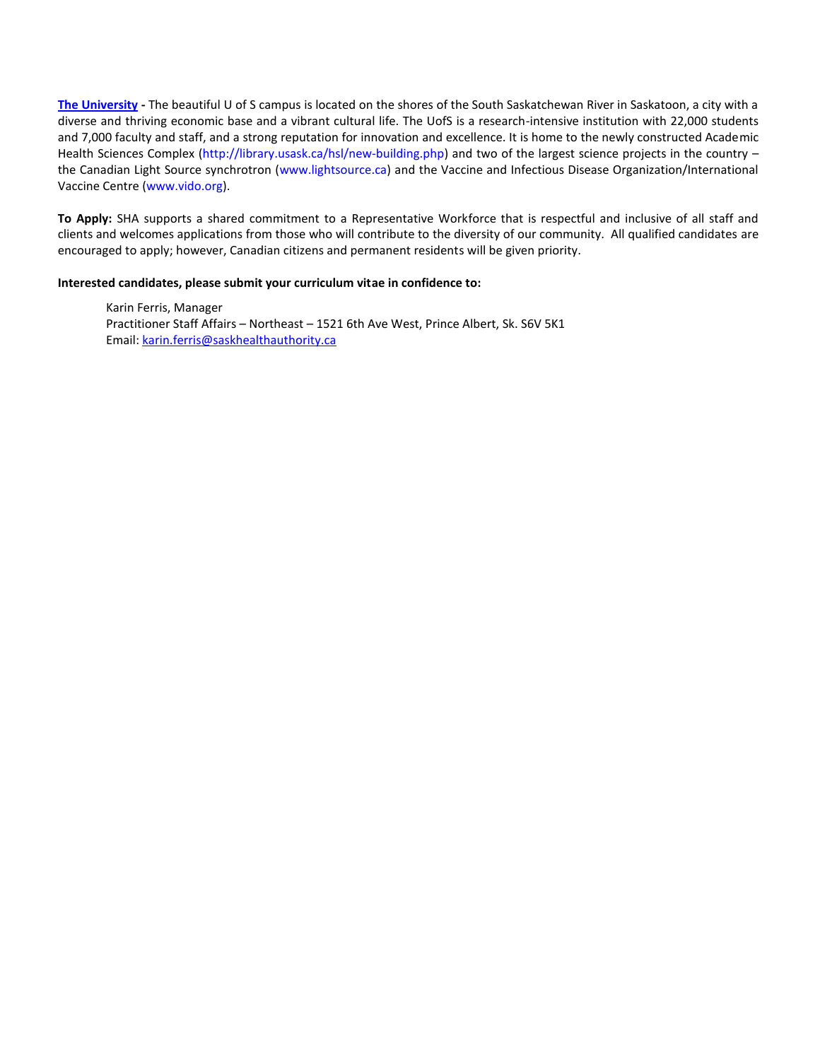**The University -** The beautiful U of S campus is located on the shores of the South Saskatchewan River in Saskatoon, a city with a diverse and thriving economic base and a vibrant cultural life. The UofS is a research-intensive institution with 22,000 students and 7,000 faculty and staff, and a strong reputation for innovation and excellence. It is home to the newly constructed Academic Health Sciences Complex (http://library.usask.ca/hsl/new-building.php) and two of the largest science projects in the country – the Canadian Light Source synchrotron (www.lightsource.ca) and the Vaccine and Infectious Disease Organization/International Vaccine Centre (www.vido.org).

**To Apply:** SHA supports a shared commitment to a Representative Workforce that is respectful and inclusive of all staff and clients and welcomes applications from those who will contribute to the diversity of our community. All qualified candidates are encouraged to apply; however, Canadian citizens and permanent residents will be given priority.

**Interested candidates, please submit your curriculum vitae in confidence to:**

Karin Ferris, Manager
Practitioner Staff Affairs – Northeast – 1521 6th Ave West, Prince Albert, Sk. S6V 5K1
Email: karin.ferris@saskhealthauthority.ca